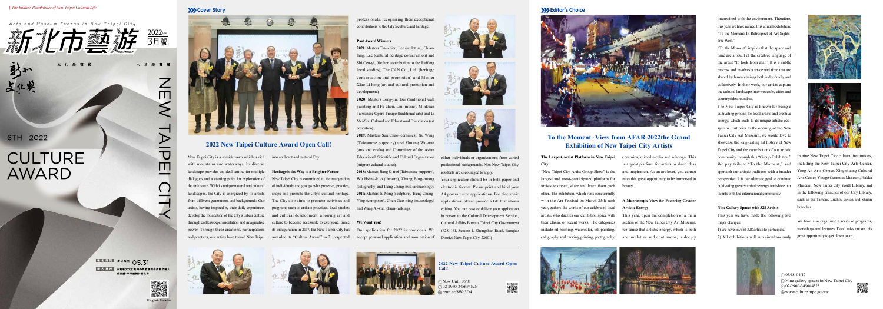Arts and Museum Events in New Taipei City

新北市藝遊 2022Mar. 3月號

6TH 2022

CULTURE AWARD

NEW TAIPEI CITY

English Version

## Cover Story

## 2022 New Taipei Culture Award Open Call!

New Taipei City is a seaside town which is rich with mountains and waterways. Its diverse landscape provides an ideal setting for multiple dialogues and a starting point for exploration of the unknown. With its unique natural and cultural landscapes, the City is energized by its artists from different generations and backgrounds. Our artists, having inspired by their daily experience, develop the foundation of the City's urban culture through endless experimentation and imaginative power. Through these creations, participations and practices, our artists have turned New Taipei into a vibrant and cultural City.

**Heritage is the Way to a Brighter Future**

New Taipei City is committed to the recognition of individuals and groups who preserve, practice, shape and promote the City's cultural heritage. The City also aims to promote activities and programs such as artistic practices, local studies and cultural development, allowing art and culture to become accessible to everyone. Since its inauguration in 2017, the New Taipei City has awarded its "Culture Award" to 21 respected professionals, recognizing their exceptional contributions to the City's culture and heritage.

**Past Award Winners**

**2021**: Masters Tsai-chien, Lee (sculpture), Chian-lang, Lee (cultural heritage conservation) and Shi Cen-yi, (for her contribution to the Ruifang local studies), The CAN Co,, Ltd. (heritage conservation and promotion) and Master Xiao Li-hong (art and cultural promotion and development.)

**2020:** Masters Long-jin, Tsai (traditional wall painting and Fu-zhou, Liu (music). Minkuan Taiwanese Opera Troupe (traditional arts) and Li Mei-Shu Cultural and Educational Foundation (art education).

**2019:** Masters Sun Chao (ceramics), Xu Wang (Taiwanese puppetry) and Zhuang Wu-nan (arts and crafts) and Committee of the Asian Educational, Scientific and Cultural Organization (migrant cultural studies).

**2018:** Masters Jiang Si-mei (Taiwanese puppetry), Wu Hsing-kuo (theatre), Zhang Bing-huang (calligraphy) and Tsang Cheng-hwa (archaeology).

**2017:** Masters Ju Ming (sculpture), Tseng Chung-Ying (composer), Chen Guo-ning (museology) and Wang Xi-kun (drum-making).

**We Want You!**

Our application for 2022 is now open. We accept personal application and nomination of either individuals or organizations from varied professional backgrounds. Non-New Taipei City residents are encouraged to apply.

Your application should be in both paper and electronic format. Please print and bind your A4 portrait size applications. For electronic applications, please provide a file that allows editing. You can post or deliver your application in person to the Cultural Development Section, Cultural Affairs Bureau, Taipei City Government (F28, 161, Section 1, Zhongshan Road, Banqiao District, New Taipei City, 22001)

**2022 New Taipei Culture Award Open Call!**

Now Until 05/31
02-2960-3456#4525
reurl.cc/8Wo3D4

## Editor's Choice

## To the Moment · View from AFAR-2022the Grand Exhibition of New Taipei City Artists

**The Largest Artist Platform in New Taipei City**

"New Taipei City Artist Group Show" is the largest and most-participated platform for artists to create, share and learn from each other. The exhibition, which runs concurrently with the Art Festival on March 25th each year, gathers the works of our celebrated local artists, who dazzles our exhibition space with their classic or recent works. The categories include oil painting, watercolor, ink painting, calligraphy, seal carving, printing, photography, ceramics, mixed media and nihonga. This is a great platform for artists to share ideas and inspiration. As an art lover, you cannot miss this great opportunity to be immersed in beauty.

**A Macroscopic View for Fostering Greater Artistic Energy**

This year, upon the completion of a main section of the New Taipei City Art Museum, we sense that artistic energy, which is both accumulative and continuous, is deeply intertwined with the environment. Therefore, this year we have named this annual exhibition: "To the Moment: In Retrospect of Art Sights-free West."

"To the Moment" implies that the space and time are a result of the creative language of the artist "to look from afar." It is a subtle process and involves a space and time that are shared by human beings both individually and collectively. In their work, our artists capture the cultural landscape interwoven by cities and countryside around us.

The New Taipei City is known for being a cultivating ground for local artists and creative energy, which leads to its unique artistic ecosystem. Just prior to the opening of the New Taipei City Art Museum, we would love to showcase the long-lasting art history of New Taipei City and the contribution of our artistic community through this "Group Exhibition." We pay tribute "To the Moment," and approach our artistic traditions with a broader perspective. It is our ultimate goal to continue cultivating greater artistic energy and share our talents with the international community.

**Nine Gallery Spaces with 328 Artists**

This year we have made the following two major changes:

1) We have invited 328 artists to participate.

2) All exhibitions will run simultaneously in nine New Taipei City cultural institutions, including the New Taipei City Arts Center, Yong-An Arts Center, Xingzhuang Cultural Arts Center, Yingge Ceramics Museum, Hakka Museum, New Taipei City Youth Library, and in the following branches of our City Library, such as the Tamsui, Luzhou Jixian and Shulin branches.

We have also organized a series of programs, workshops and lectures. Don't miss out on this great opportunity to get closer to art.

03/18~04/17
Nine gallery spaces in New Taipei City
02-2960-3456#4525
www.culture.ntpc.gov.tw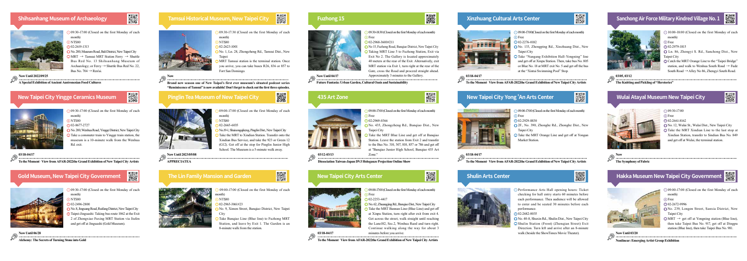## Shihsanhang Museum of Archaeology

09:30-17:00 (Closed on the first Monday of each month)

NT$80

02-2619-1313

No. 200, Museum Road, Bali District, New Taipei City

MRT → Tamsui MRT Station Ferry → Shuttle Bus Red No. 13 Shihsanhang Museum of Archaeology; or Ferry → Shuttle Bus Red No. 22, Bus No. 704 → Ren'ai.

**Now Until 2022/09/25**

**A Special Exhibition of Ancient Austronesian Food Cultures**

## New Taipei City Yingge Ceramics Museum

09:30-17:00 (Closed on the first Monday of each month)

NT$80

02-8677-2727

No. 200, Wenhua Road, Yingge District, New Taipei City

Take a commuter train to Yingge train station, the museum is a 10-minute walk from the Wenhua Rd. exit.

**03/18-04/17**

**To the Moment · View from AFAR-2022the Grand Exhibition of New Taipei City Artists**

## Gold Museum, New Taipei City Government

09:30-17:00 (Closed on the first Monday of each month)

NT$80

02-2496-2800

No. 8, Jinguang Road, Ruifang District, New Taipei City

Taipei-Jinguashi: Taking bus route 1062 at the Exit 2 of Zhongxiao Fuxing MRT Station via Jiufen and get off at Jinguashi (Gold Museum).

**Now Until 06/28**

**Alchemy: The Secrets of Turning Stone into Gold**

## Tamsui Historical Museum, New Taipei City

09:30-17:30 (Closed on the first Monday of each month)

NT$80

02-2623-1001

No. 1, Ln. 28, Zhongzheng Rd., Tamsui Dist., New Taipei

MRT Tamsui station is the terminal station. Once you arrive, you can take buses R26, 836 or 857 to Fort San Domingo.

**Now**

**Brand new season one of New Taipei's first ever museum's situated podcast series "Reminiscence of Tamsui" is now available! Don't forget to check out the first three episodes.**

## Pinglin Tea Museum of New Taipei City

09:00-17:00 (Closed on the first Monday of each month)

NT$80

02-2665-6035

No.19-1, Shuisongqikeng, Pinglin Dist., New Taipei City

Take the MRT to Xindian Station. Transfer onto the Xindian Bus Service, and take the 923 or Green 12 (G12). Get off at the stop for Pinglin Junior High School. The Museum is a 5-minute walk away.

**Now Until 2023/05/08**

**APPRECIATEA**

## The Lin Family Mansion and Garden

09:00-17:00 (Closed on the first Monday of each month)

NT$80

02-2965-3061#23

No. 9, Ximen Street, Banqiao District, New Taipei City

Take Banqiao Line (Blue line) to Fuzhong MRT Station, and leave by Exit 1. The Garden is an 8-minute walk from the station.

## Fuzhong 15

09:30-18:30 (Closed on the first Monday of each month)

Free

02-2968-3600#211

No 15, Fuzhong Road, Banqiao District, New Taipei City

Taking MRT Line 5 to Fuzhong Station, Exit via Exit No 2. The Gallery is located approximately 40 meters at the rear of the Exit. Alternatively, exit MRT station via Exit 1, turn right at the rear of the Gate, cross the Road and proceed straight ahead. Approximately 3 minutes to the Gallery.

**Now Until 04/17**

**Future Fantasia: Urban Garden, Cultural Oasis and Sustainability**

## 435 Art Zone

09:00-17:00 (Closed on the first Monday of each month)

Free

02-2969-0366

No. 435, Zhongzheng Rd., Banqiao Dist., New Taipei City

Take the MRT Blue Line and get off at Banqiao Station. Leave the station from Exit 2 and transfer to the Bus No. 310, 307, 810, 857 or 786 and get off at "Banqiao Junior High School, Banqiao 435 Art Zone."

**03/12-03/13**

**Dissociation Taiwan-Japan DVJ Hologauze Projection Online Show**

## New Taipei City Arts Center

09:00-17:00 (Closed on the first Monday of each month)

Free

02-2253-4417

No. 62, Zhuangjing Rd., Banqiao Dist., New Taipei City

Take the MRT Bannan Line (Blue Line) and get off at Xinpu Station, turn right after exit from exit 4. Get across the street, walk straight until reaching the Lane182, Sec.2, Wenhua Raod and turn right. Continue walking along the way for about 3 minutes before you arrive.

**03/18-04/17**

**To the Moment · View from AFAR-2022the Grand Exhibition of New Taipei City Artists**

## Xinzhuang Cultural Arts Center

09:00-17:00 (Closed on the first Monday of each month)

Free

02-2276-0182

No. 133, Zhongping Rd., Xinzhuang Dist., New Taipei City

Take "Nangang Exhibition Hall–Yongning" line and get off at Xinpu Station. Then, take bus No. 805 or Blue No. 18 at MRT exit No. 5 and get off the bus at the "Xintai Swimming Pool" Stop.

**03/18-04/17**

**To the Moment · View from AFAR-2022the Grand Exhibition of New Taipei City Artists**

## New Taipei City Yong 'An Arts Center

09:00-17:00 (Closed on the first Monday of each month)

Free

02-2929-8830

2F, No. 390, Zhonghe Rd., Zhonghe Dist., New Taipei City

Take the MRT Orange Line and get off at Yongan Market Station.

**03/18-04/17**

**To the Moment · View from AFAR-2022the Grand Exhibition of New Taipei City Artists**

## Shulin Arts Center

Performance Arts Hall opening hours: Ticket checking for hall entry starts 60 minutes before each performance. Thea audience will be allowed to enter and be seated 30 minutes before each performance.

02-2682-0035

No. 40-8, Shuxin Rd., Shulin Dist., New Taipei City

Shulin Station (Front) (Zhenqian Street) Exit Direction. Turn left and arrive after an 8-minute walk (beside the ShowTimes Movie Theater).

## Sanchong Air Force Military Kindred Village No. 1

10:00-18:00 (Closed on the first Monday of each month)

Free

02-2979-1815

Ln. 86, Zhengyi S. Rd., Sanchong Dist., New Taipei City

Catch the MRT Orange Line to the "Taipei Bridge" station, and walk to Wenhua South Road → Fude South Road → Alley No 86, Zhengyi South Road.

**03/05, 03/12**

**The Knitting and Pickling of "Herstories"**

## Wulai Atayal Museum New Taipei City

09:30-17:00

Free

02-2661-8162

No. 12, Wulai St., Wulai Dist., New Taipei City

Take the MRT Xindian Line to the last stop at Xindian Station, transfer to Sindian Bus No. 849 and get off at Wulai, the terminal station.

**Now**

**The Symphony of Fabric**

## Hakka Museum New Taipei City Government

09:00-17:00 (Closed on the first Monday of each month)

Free

02-2672-9996

No. 239, Longen Street, Sanxia District, New Taipei City

MRT → get off at Yongning station (Blue line), then take Taipei Bus No. 917, get off at Dingpu station (Blue line), then take Taipei Bus No. 981.

**Now Until 03/20**

**Nonlinear: Emerging Artist Group Exhibition**